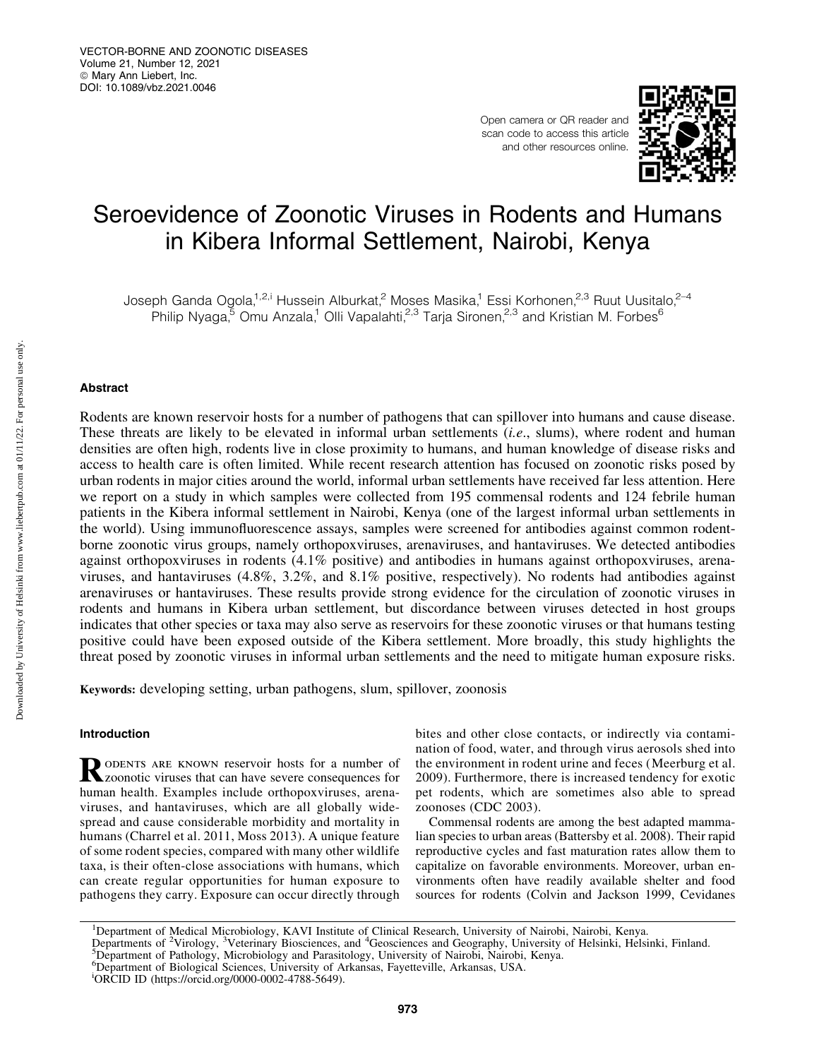# Seroevidence of Zoonotic Viruses in Rodents and Humans in Kibera Informal Settlement, Nairobi, Kenya

Joseph Ganda Ogola,[1,2,i] Hussein Alburkat,[2] Moses Masika,[1] Essi Korhonen,[2,3] Ruut Uusitalo,[2–4] Philip Nyaga,[5] Omu Anzala,[1] Olli Vapalahti,[2,3] Tarja Sironen,[2,3] and Kristian M. Forbes[6]

## Abstract

Rodents are known reservoir hosts for a number of pathogens that can spillover into humans and cause disease. These threats are likely to be elevated in informal urban settlements (*i.e.*, slums), where rodent and human densities are often high, rodents live in close proximity to humans, and human knowledge of disease risks and access to health care is often limited. While recent research attention has focused on zoonotic risks posed by urban rodents in major cities around the world, informal urban settlements have received far less attention. Here we report on a study in which samples were collected from 195 commensal rodents and 124 febrile human patients in the Kibera informal settlement in Nairobi, Kenya (one of the largest informal urban settlements in the world). Using immunofluorescence assays, samples were screened for antibodies against common rodent-borne zoonotic virus groups, namely orthopoxviruses, arenaviruses, and hantaviruses. We detected antibodies against orthopoxviruses in rodents (4.1% positive) and antibodies in humans against orthopoxviruses, arenaviruses, and hantaviruses (4.8%, 3.2%, and 8.1% positive, respectively). No rodents had antibodies against arenaviruses or hantaviruses. These results provide strong evidence for the circulation of zoonotic viruses in rodents and humans in Kibera urban settlement, but discordance between viruses detected in host groups indicates that other species or taxa may also serve as reservoirs for these zoonotic viruses or that humans testing positive could have been exposed outside of the Kibera settlement. More broadly, this study highlights the threat posed by zoonotic viruses in informal urban settlements and the need to mitigate human exposure risks.

**Keywords:** developing setting, urban pathogens, slum, spillover, zoonosis

## Introduction

Rodents are known reservoir hosts for a number of zoonotic viruses that can have severe consequences for human health. Examples include orthopoxviruses, arenaviruses, and hantaviruses, which are all globally widespread and cause considerable morbidity and mortality in humans (Charrel et al. 2011, Moss 2013). A unique feature of some rodent species, compared with many other wildlife taxa, is their often-close associations with humans, which can create regular opportunities for human exposure to pathogens they carry. Exposure can occur directly through bites and other close contacts, or indirectly via contamination of food, water, and through virus aerosols shed into the environment in rodent urine and feces (Meerburg et al. 2009). Furthermore, there is increased tendency for exotic pet rodents, which are sometimes also able to spread zoonoses (CDC 2003).

Commensal rodents are among the best adapted mammalian species to urban areas (Battersby et al. 2008). Their rapid reproductive cycles and fast maturation rates allow them to capitalize on favorable environments. Moreover, urban environments often have readily available shelter and food sources for rodents (Colvin and Jackson 1999, Cevidanes

[1]Department of Medical Microbiology, KAVI Institute of Clinical Research, University of Nairobi, Nairobi, Kenya.
Departments of [2]Virology, [3]Veterinary Biosciences, and [4]Geosciences and Geography, University of Helsinki, Helsinki, Finland.
[5]Department of Pathology, Microbiology and Parasitology, University of Nairobi, Nairobi, Kenya.
[6]Department of Biological Sciences, University of Arkansas, Fayetteville, Arkansas, USA.
[i]ORCID ID (https://orcid.org/0000-0002-4788-5649).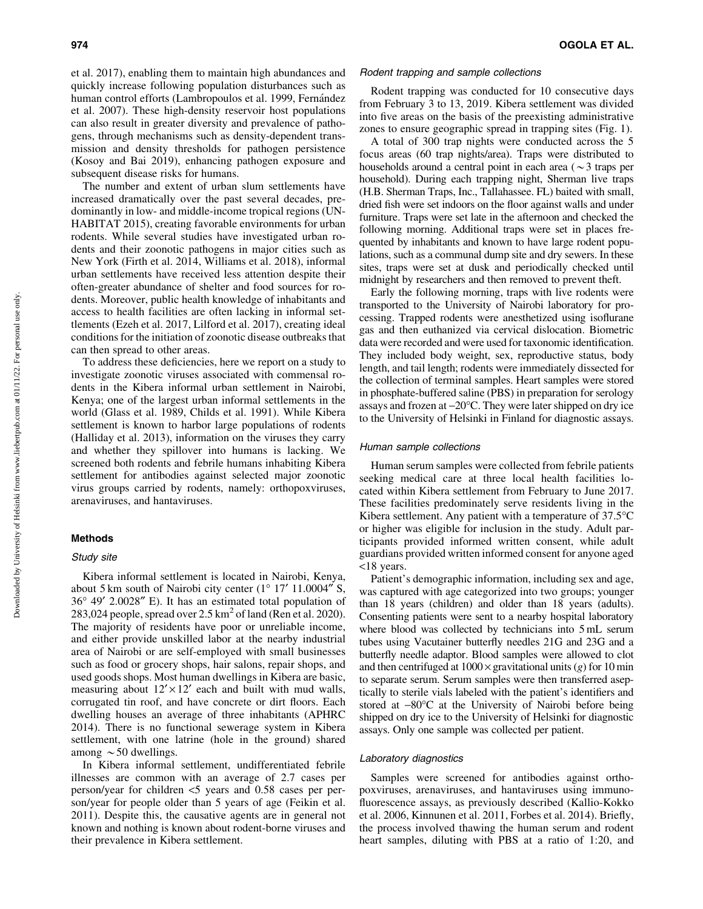et al. 2017), enabling them to maintain high abundances and quickly increase following population disturbances such as human control efforts (Lambropoulos et al. 1999, Fernández et al. 2007). These high-density reservoir host populations can also result in greater diversity and prevalence of pathogens, through mechanisms such as density-dependent transmission and density thresholds for pathogen persistence (Kosoy and Bai 2019), enhancing pathogen exposure and subsequent disease risks for humans.

The number and extent of urban slum settlements have increased dramatically over the past several decades, predominantly in low- and middle-income tropical regions (UN-HABITAT 2015), creating favorable environments for urban rodents. While several studies have investigated urban rodents and their zoonotic pathogens in major cities such as New York (Firth et al. 2014, Williams et al. 2018), informal urban settlements have received less attention despite their often-greater abundance of shelter and food sources for rodents. Moreover, public health knowledge of inhabitants and access to health facilities are often lacking in informal settlements (Ezeh et al. 2017, Lilford et al. 2017), creating ideal conditions for the initiation of zoonotic disease outbreaks that can then spread to other areas.

To address these deficiencies, here we report on a study to investigate zoonotic viruses associated with commensal rodents in the Kibera informal urban settlement in Nairobi, Kenya; one of the largest urban informal settlements in the world (Glass et al. 1989, Childs et al. 1991). While Kibera settlement is known to harbor large populations of rodents (Halliday et al. 2013), information on the viruses they carry and whether they spillover into humans is lacking. We screened both rodents and febrile humans inhabiting Kibera settlement for antibodies against selected major zoonotic virus groups carried by rodents, namely: orthopoxviruses, arenaviruses, and hantaviruses.

## Methods

### *Study site*

Kibera informal settlement is located in Nairobi, Kenya, about 5 km south of Nairobi city center (1° 17′ 11.0004″ S, 36° 49′ 2.0028″ E). It has an estimated total population of 283,024 people, spread over 2.5 km$^2$ of land (Ren et al. 2020). The majority of residents have poor or unreliable income, and either provide unskilled labor at the nearby industrial area of Nairobi or are self-employed with small businesses such as food or grocery shops, hair salons, repair shops, and used goods shops. Most human dwellings in Kibera are basic, measuring about 12′ × 12′ each and built with mud walls, corrugated tin roof, and have concrete or dirt floors. Each dwelling houses an average of three inhabitants (APHRC 2014). There is no functional sewerage system in Kibera settlement, with one latrine (hole in the ground) shared among ~50 dwellings.

In Kibera informal settlement, undifferentiated febrile illnesses are common with an average of 2.7 cases per person/year for children <5 years and 0.58 cases per person/year for people older than 5 years of age (Feikin et al. 2011). Despite this, the causative agents are in general not known and nothing is known about rodent-borne viruses and their prevalence in Kibera settlement.

### *Rodent trapping and sample collections*

Rodent trapping was conducted for 10 consecutive days from February 3 to 13, 2019. Kibera settlement was divided into five areas on the basis of the preexisting administrative zones to ensure geographic spread in trapping sites (Fig. 1).

A total of 300 trap nights were conducted across the 5 focus areas (60 trap nights/area). Traps were distributed to households around a central point in each area (~3 traps per household). During each trapping night, Sherman live traps (H.B. Sherman Traps, Inc., Tallahassee. FL) baited with small, dried fish were set indoors on the floor against walls and under furniture. Traps were set late in the afternoon and checked the following morning. Additional traps were set in places frequented by inhabitants and known to have large rodent populations, such as a communal dump site and dry sewers. In these sites, traps were set at dusk and periodically checked until midnight by researchers and then removed to prevent theft.

Early the following morning, traps with live rodents were transported to the University of Nairobi laboratory for processing. Trapped rodents were anesthetized using isoflurane gas and then euthanized via cervical dislocation. Biometric data were recorded and were used for taxonomic identification. They included body weight, sex, reproductive status, body length, and tail length; rodents were immediately dissected for the collection of terminal samples. Heart samples were stored in phosphate-buffered saline (PBS) in preparation for serology assays and frozen at −20°C. They were later shipped on dry ice to the University of Helsinki in Finland for diagnostic assays.

### *Human sample collections*

Human serum samples were collected from febrile patients seeking medical care at three local health facilities located within Kibera settlement from February to June 2017. These facilities predominately serve residents living in the Kibera settlement. Any patient with a temperature of 37.5°C or higher was eligible for inclusion in the study. Adult participants provided informed written consent, while adult guardians provided written informed consent for anyone aged <18 years.

Patient's demographic information, including sex and age, was captured with age categorized into two groups; younger than 18 years (children) and older than 18 years (adults). Consenting patients were sent to a nearby hospital laboratory where blood was collected by technicians into 5 mL serum tubes using Vacutainer butterfly needles 21G and 23G and a butterfly needle adaptor. Blood samples were allowed to clot and then centrifuged at 1000 × gravitational units (*g*) for 10 min to separate serum. Serum samples were then transferred aseptically to sterile vials labeled with the patient's identifiers and stored at −80°C at the University of Nairobi before being shipped on dry ice to the University of Helsinki for diagnostic assays. Only one sample was collected per patient.

### *Laboratory diagnostics*

Samples were screened for antibodies against orthopoxviruses, arenaviruses, and hantaviruses using immunofluorescence assays, as previously described (Kallio-Kokko et al. 2006, Kinnunen et al. 2011, Forbes et al. 2014). Briefly, the process involved thawing the human serum and rodent heart samples, diluting with PBS at a ratio of 1:20, and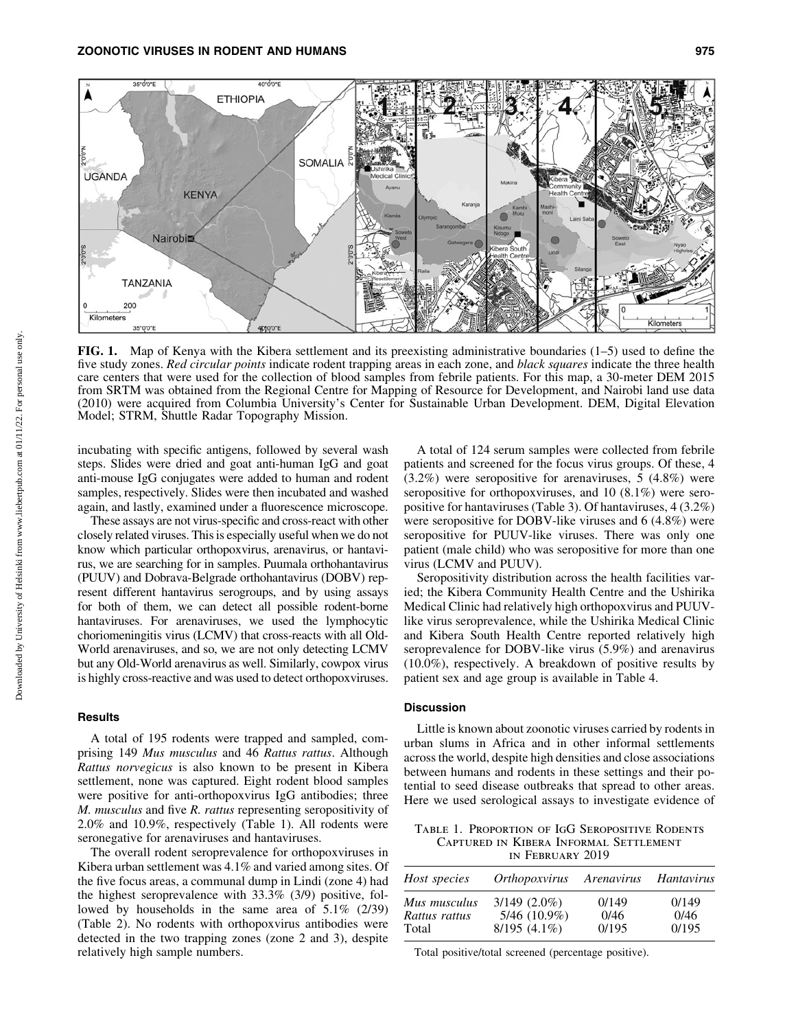**FIG. 1.** Map of Kenya with the Kibera settlement and its preexisting administrative boundaries (1–5) used to define the five study zones. *Red circular points* indicate rodent trapping areas in each zone, and *black squares* indicate the three health care centers that were used for the collection of blood samples from febrile patients. For this map, a 30-meter DEM 2015 from SRTM was obtained from the Regional Centre for Mapping of Resource for Development, and Nairobi land use data (2010) were acquired from Columbia University's Center for Sustainable Urban Development. DEM, Digital Elevation Model; STRM, Shuttle Radar Topography Mission.

incubating with specific antigens, followed by several wash steps. Slides were dried and goat anti-human IgG and goat anti-mouse IgG conjugates were added to human and rodent samples, respectively. Slides were then incubated and washed again, and lastly, examined under a fluorescence microscope.

These assays are not virus-specific and cross-react with other closely related viruses. This is especially useful when we do not know which particular orthopoxvirus, arenavirus, or hantavirus, we are searching for in samples. Puumala orthohantavirus (PUUV) and Dobrava-Belgrade orthohantavirus (DOBV) represent different hantavirus serogroups, and by using assays for both of them, we can detect all possible rodent-borne hantaviruses. For arenaviruses, we used the lymphocytic choriomeningitis virus (LCMV) that cross-reacts with all Old-World arenaviruses, and so, we are not only detecting LCMV but any Old-World arenavirus as well. Similarly, cowpox virus is highly cross-reactive and was used to detect orthopoxviruses.

## Results

A total of 195 rodents were trapped and sampled, comprising 149 *Mus musculus* and 46 *Rattus rattus*. Although *Rattus norvegicus* is also known to be present in Kibera settlement, none was captured. Eight rodent blood samples were positive for anti-orthopoxvirus IgG antibodies; three *M. musculus* and five *R. rattus* representing seropositivity of 2.0% and 10.9%, respectively (Table 1). All rodents were seronegative for arenaviruses and hantaviruses.

The overall rodent seroprevalence for orthopoxviruses in Kibera urban settlement was 4.1% and varied among sites. Of the five focus areas, a communal dump in Lindi (zone 4) had the highest seroprevalence with 33.3% (3/9) positive, followed by households in the same area of 5.1% (2/39) (Table 2). No rodents with orthopoxvirus antibodies were detected in the two trapping zones (zone 2 and 3), despite relatively high sample numbers.

A total of 124 serum samples were collected from febrile patients and screened for the focus virus groups. Of these, 4 (3.2%) were seropositive for arenaviruses, 5 (4.8%) were seropositive for orthopoxviruses, and 10 (8.1%) were seropositive for hantaviruses (Table 3). Of hantaviruses, 4 (3.2%) were seropositive for DOBV-like viruses and 6 (4.8%) were seropositive for PUUV-like viruses. There was only one patient (male child) who was seropositive for more than one virus (LCMV and PUUV).

Seropositivity distribution across the health facilities varied; the Kibera Community Health Centre and the Ushirika Medical Clinic had relatively high orthopoxvirus and PUUV-like virus seroprevalence, while the Ushirika Medical Clinic and Kibera South Health Centre reported relatively high seroprevalence for DOBV-like virus (5.9%) and arenavirus (10.0%), respectively. A breakdown of positive results by patient sex and age group is available in Table 4.

## Discussion

Little is known about zoonotic viruses carried by rodents in urban slums in Africa and in other informal settlements across the world, despite high densities and close associations between humans and rodents in these settings and their potential to seed disease outbreaks that spread to other areas. Here we used serological assays to investigate evidence of

Table 1. Proportion of IgG Seropositive Rodents Captured in Kibera Informal Settlement in February 2019

| *Host species* | *Orthopoxvirus* | *Arenavirus* | *Hantavirus* |
|---|---|---|---|
| *Mus musculus* | 3/149 (2.0%) | 0/149 | 0/149 |
| *Rattus rattus* | 5/46 (10.9%) | 0/46 | 0/46 |
| Total | 8/195 (4.1%) | 0/195 | 0/195 |

Total positive/total screened (percentage positive).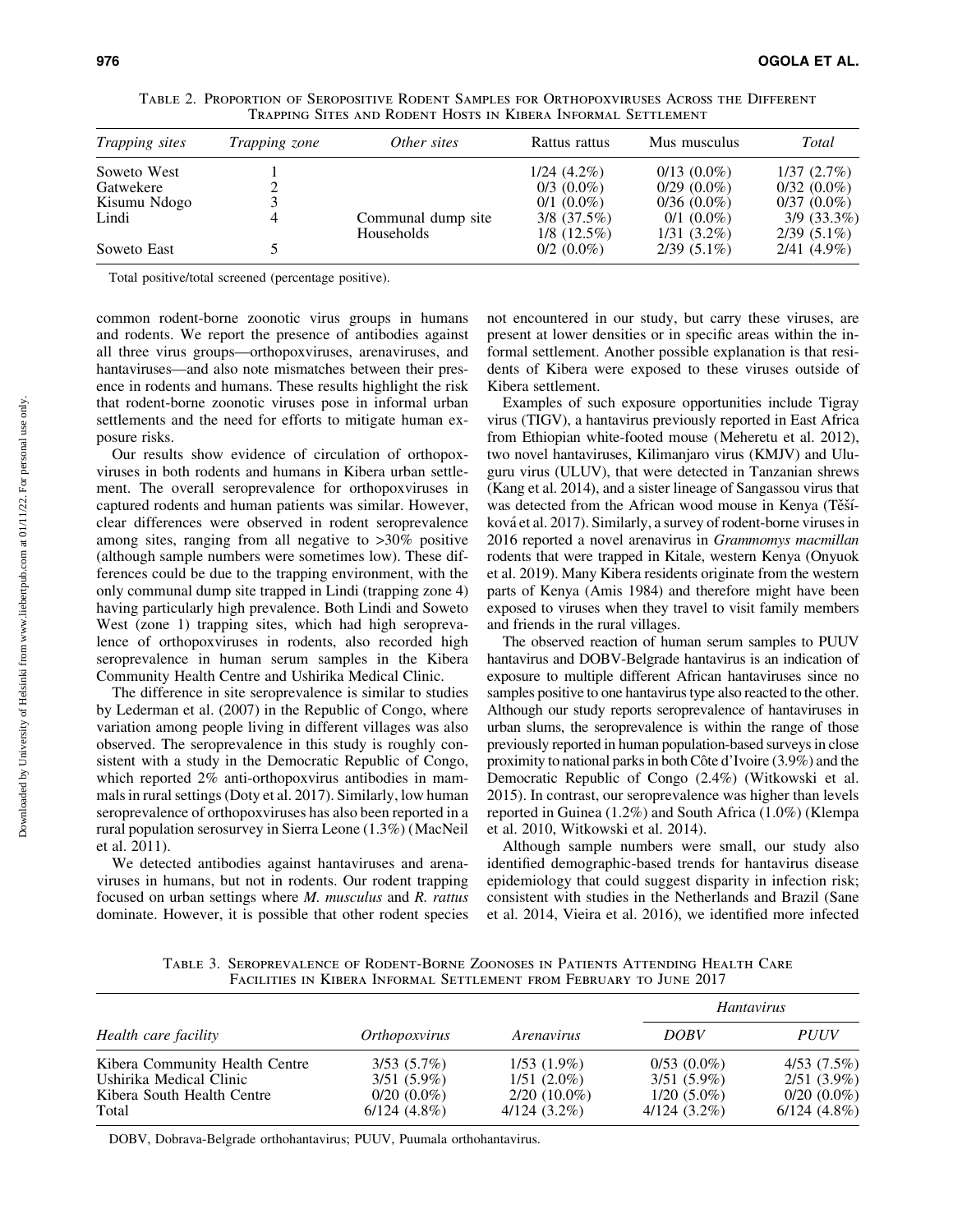Table 2. Proportion of Seropositive Rodent Samples for Orthopoxviruses Across the Different Trapping Sites and Rodent Hosts in Kibera Informal Settlement

| *Trapping sites* | *Trapping zone* | *Other sites* | Rattus rattus | Mus musculus | *Total* |
|---|---|---|---|---|---|
| Soweto West | 1 | | 1/24 (4.2%) | 0/13 (0.0%) | 1/37 (2.7%) |
| Gatwekere | 2 | | 0/3 (0.0%) | 0/29 (0.0%) | 0/32 (0.0%) |
| Kisumu Ndogo | 3 | | 0/1 (0.0%) | 0/36 (0.0%) | 0/37 (0.0%) |
| Lindi | 4 | Communal dump site | 3/8 (37.5%) | 0/1 (0.0%) | 3/9 (33.3%) |
| | | Households | 1/8 (12.5%) | 1/31 (3.2%) | 2/39 (5.1%) |
| Soweto East | 5 | | 0/2 (0.0%) | 2/39 (5.1%) | 2/41 (4.9%) |

Total positive/total screened (percentage positive).

common rodent-borne zoonotic virus groups in humans and rodents. We report the presence of antibodies against all three virus groups—orthopoxviruses, arenaviruses, and hantaviruses—and also note mismatches between their presence in rodents and humans. These results highlight the risk that rodent-borne zoonotic viruses pose in informal urban settlements and the need for efforts to mitigate human exposure risks.

Our results show evidence of circulation of orthopoxviruses in both rodents and humans in Kibera urban settlement. The overall seroprevalence for orthopoxviruses in captured rodents and human patients was similar. However, clear differences were observed in rodent seroprevalence among sites, ranging from all negative to >30% positive (although sample numbers were sometimes low). These differences could be due to the trapping environment, with the only communal dump site trapped in Lindi (trapping zone 4) having particularly high prevalence. Both Lindi and Soweto West (zone 1) trapping sites, which had high seroprevalence of orthopoxviruses in rodents, also recorded high seroprevalence in human serum samples in the Kibera Community Health Centre and Ushirika Medical Clinic.

The difference in site seroprevalence is similar to studies by Lederman et al. (2007) in the Republic of Congo, where variation among people living in different villages was also observed. The seroprevalence in this study is roughly consistent with a study in the Democratic Republic of Congo, which reported 2% anti-orthopoxvirus antibodies in mammals in rural settings (Doty et al. 2017). Similarly, low human seroprevalence of orthopoxviruses has also been reported in a rural population serosurvey in Sierra Leone (1.3%) (MacNeil et al. 2011).

We detected antibodies against hantaviruses and arenaviruses in humans, but not in rodents. Our rodent trapping focused on urban settings where *M. musculus* and *R. rattus* dominate. However, it is possible that other rodent species not encountered in our study, but carry these viruses, are present at lower densities or in specific areas within the informal settlement. Another possible explanation is that residents of Kibera were exposed to these viruses outside of Kibera settlement.

Examples of such exposure opportunities include Tigray virus (TIGV), a hantavirus previously reported in East Africa from Ethiopian white-footed mouse (Meheretu et al. 2012), two novel hantaviruses, Kilimanjaro virus (KMJV) and Uluguru virus (ULUV), that were detected in Tanzanian shrews (Kang et al. 2014), and a sister lineage of Sangassou virus that was detected from the African wood mouse in Kenya (Těšíková et al. 2017). Similarly, a survey of rodent-borne viruses in 2016 reported a novel arenavirus in *Grammomys macmillan* rodents that were trapped in Kitale, western Kenya (Onyuok et al. 2019). Many Kibera residents originate from the western parts of Kenya (Amis 1984) and therefore might have been exposed to viruses when they travel to visit family members and friends in the rural villages.

The observed reaction of human serum samples to PUUV hantavirus and DOBV-Belgrade hantavirus is an indication of exposure to multiple different African hantaviruses since no samples positive to one hantavirus type also reacted to the other. Although our study reports seroprevalence of hantaviruses in urban slums, the seroprevalence is within the range of those previously reported in human population-based surveys in close proximity to national parks in both Côte d'Ivoire (3.9%) and the Democratic Republic of Congo (2.4%) (Witkowski et al. 2015). In contrast, our seroprevalence was higher than levels reported in Guinea (1.2%) and South Africa (1.0%) (Klempa et al. 2010, Witkowski et al. 2014).

Although sample numbers were small, our study also identified demographic-based trends for hantavirus disease epidemiology that could suggest disparity in infection risk; consistent with studies in the Netherlands and Brazil (Sane et al. 2014, Vieira et al. 2016), we identified more infected

Table 3. Seroprevalence of Rodent-Borne Zoonoses in Patients Attending Health Care Facilities in Kibera Informal Settlement from February to June 2017

| *Health care facility* | *Orthopoxvirus* | *Arenavirus* | *Hantavirus* | |
|---|---|---|---|---|
| | | | *DOBV* | *PUUV* |
| Kibera Community Health Centre | 3/53 (5.7%) | 1/53 (1.9%) | 0/53 (0.0%) | 4/53 (7.5%) |
| Ushirika Medical Clinic | 3/51 (5.9%) | 1/51 (2.0%) | 3/51 (5.9%) | 2/51 (3.9%) |
| Kibera South Health Centre | 0/20 (0.0%) | 2/20 (10.0%) | 1/20 (5.0%) | 0/20 (0.0%) |
| Total | 6/124 (4.8%) | 4/124 (3.2%) | 4/124 (3.2%) | 6/124 (4.8%) |

DOBV, Dobrava-Belgrade orthohantavirus; PUUV, Puumala orthohantavirus.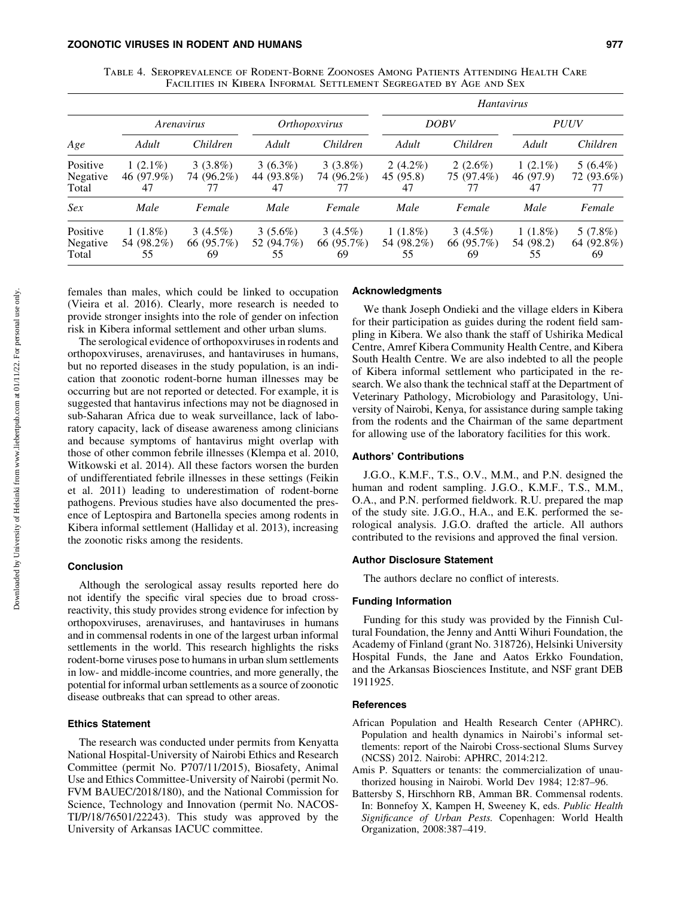Table 4. Seroprevalence of Rodent-Borne Zoonoses Among Patients Attending Health Care Facilities in Kibera Informal Settlement Segregated by Age and Sex

| | *Arenavirus* | | *Orthopoxvirus* | | *Hantavirus* | | | |
|---|---|---|---|---|---|---|---|---|
| | | | | | *DOBV* | | *PUUV* | |
| *Age* | *Adult* | *Children* | *Adult* | *Children* | *Adult* | *Children* | *Adult* | *Children* |
| Positive | 1 (2.1%) | 3 (3.8%) | 3 (6.3%) | 3 (3.8%) | 2 (4.2%) | 2 (2.6%) | 1 (2.1%) | 5 (6.4%) |
| Negative | 46 (97.9%) | 74 (96.2%) | 44 (93.8%) | 74 (96.2%) | 45 (95.8) | 75 (97.4%) | 46 (97.9) | 72 (93.6%) |
| Total | 47 | 77 | 47 | 77 | 47 | 77 | 47 | 77 |
| *Sex* | *Male* | *Female* | *Male* | *Female* | *Male* | *Female* | *Male* | *Female* |
| Positive | 1 (1.8%) | 3 (4.5%) | 3 (5.6%) | 3 (4.5%) | 1 (1.8%) | 3 (4.5%) | 1 (1.8%) | 5 (7.8%) |
| Negative | 54 (98.2%) | 66 (95.7%) | 52 (94.7%) | 66 (95.7%) | 54 (98.2%) | 66 (95.7%) | 54 (98.2) | 64 (92.8%) |
| Total | 55 | 69 | 55 | 69 | 55 | 69 | 55 | 69 |

females than males, which could be linked to occupation (Vieira et al. 2016). Clearly, more research is needed to provide stronger insights into the role of gender on infection risk in Kibera informal settlement and other urban slums.

The serological evidence of orthopoxviruses in rodents and orthopoxviruses, arenaviruses, and hantaviruses in humans, but no reported diseases in the study population, is an indication that zoonotic rodent-borne human illnesses may be occurring but are not reported or detected. For example, it is suggested that hantavirus infections may not be diagnosed in sub-Saharan Africa due to weak surveillance, lack of laboratory capacity, lack of disease awareness among clinicians and because symptoms of hantavirus might overlap with those of other common febrile illnesses (Klempa et al. 2010, Witkowski et al. 2014). All these factors worsen the burden of undifferentiated febrile illnesses in these settings (Feikin et al. 2011) leading to underestimation of rodent-borne pathogens. Previous studies have also documented the presence of Leptospira and Bartonella species among rodents in Kibera informal settlement (Halliday et al. 2013), increasing the zoonotic risks among the residents.

## Conclusion

Although the serological assay results reported here do not identify the specific viral species due to broad cross-reactivity, this study provides strong evidence for infection by orthopoxviruses, arenaviruses, and hantaviruses in humans and in commensal rodents in one of the largest urban informal settlements in the world. This research highlights the risks rodent-borne viruses pose to humans in urban slum settlements in low- and middle-income countries, and more generally, the potential for informal urban settlements as a source of zoonotic disease outbreaks that can spread to other areas.

## Ethics Statement

The research was conducted under permits from Kenyatta National Hospital-University of Nairobi Ethics and Research Committee (permit No. P707/11/2015), Biosafety, Animal Use and Ethics Committee-University of Nairobi (permit No. FVM BAUEC/2018/180), and the National Commission for Science, Technology and Innovation (permit No. NACOS-TI/P/18/76501/22243). This study was approved by the University of Arkansas IACUC committee.

## Acknowledgments

We thank Joseph Ondieki and the village elders in Kibera for their participation as guides during the rodent field sampling in Kibera. We also thank the staff of Ushirika Medical Centre, Amref Kibera Community Health Centre, and Kibera South Health Centre. We are also indebted to all the people of Kibera informal settlement who participated in the research. We also thank the technical staff at the Department of Veterinary Pathology, Microbiology and Parasitology, University of Nairobi, Kenya, for assistance during sample taking from the rodents and the Chairman of the same department for allowing use of the laboratory facilities for this work.

## Authors' Contributions

J.G.O., K.M.F., T.S., O.V., M.M., and P.N. designed the human and rodent sampling. J.G.O., K.M.F., T.S., M.M., O.A., and P.N. performed fieldwork. R.U. prepared the map of the study site. J.G.O., H.A., and E.K. performed the serological analysis. J.G.O. drafted the article. All authors contributed to the revisions and approved the final version.

## Author Disclosure Statement

The authors declare no conflict of interests.

## Funding Information

Funding for this study was provided by the Finnish Cultural Foundation, the Jenny and Antti Wihuri Foundation, the Academy of Finland (grant No. 318726), Helsinki University Hospital Funds, the Jane and Aatos Erkko Foundation, and the Arkansas Biosciences Institute, and NSF grant DEB 1911925.

## References

African Population and Health Research Center (APHRC). Population and health dynamics in Nairobi's informal settlements: report of the Nairobi Cross-sectional Slums Survey (NCSS) 2012. Nairobi: APHRC, 2014:212.

Amis P. Squatters or tenants: the commercialization of unauthorized housing in Nairobi. World Dev 1984; 12:87–96.

Battersby S, Hirschhorn RB, Amman BR. Commensal rodents. In: Bonnefoy X, Kampen H, Sweeney K, eds. *Public Health Significance of Urban Pests.* Copenhagen: World Health Organization, 2008:387–419.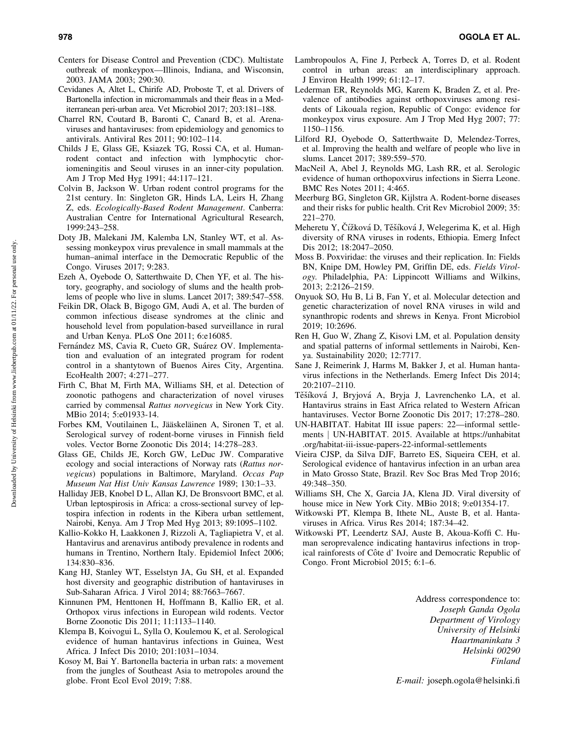Centers for Disease Control and Prevention (CDC). Multistate outbreak of monkeypox—Illinois, Indiana, and Wisconsin, 2003. JAMA 2003; 290:30.

Cevidanes A, Altet L, Chirife AD, Proboste T, et al. Drivers of Bartonella infection in micromammals and their fleas in a Mediterranean peri-urban area. Vet Microbiol 2017; 203:181–188.

Charrel RN, Coutard B, Baronti C, Canard B, et al. Arenaviruses and hantaviruses: from epidemiology and genomics to antivirals. Antiviral Res 2011; 90:102–114.

Childs J E, Glass GE, Ksiazek TG, Rossi CA, et al. Human-rodent contact and infection with lymphocytic choriomeningitis and Seoul viruses in an inner-city population. Am J Trop Med Hyg 1991; 44:117–121.

Colvin B, Jackson W. Urban rodent control programs for the 21st century. In: Singleton GR, Hinds LA, Leirs H, Zhang Z, eds. *Ecologically-Based Rodent Management*. Canberra: Australian Centre for International Agricultural Research, 1999:243–258.

Doty JB, Malekani JM, Kalemba LN, Stanley WT, et al. Assessing monkeypox virus prevalence in small mammals at the human–animal interface in the Democratic Republic of the Congo. Viruses 2017; 9:283.

Ezeh A, Oyebode O, Satterthwaite D, Chen YF, et al. The history, geography, and sociology of slums and the health problems of people who live in slums. Lancet 2017; 389:547–558.

Feikin DR, Olack B, Bigogo GM, Audi A, et al. The burden of common infectious disease syndromes at the clinic and household level from population-based surveillance in rural and Urban Kenya. PLoS One 2011; 6:e16085.

Fernández MS, Cavia R, Cueto GR, Suárez OV. Implementation and evaluation of an integrated program for rodent control in a shantytown of Buenos Aires City, Argentina. EcoHealth 2007; 4:271–277.

Firth C, Bhat M, Firth MA, Williams SH, et al. Detection of zoonotic pathogens and characterization of novel viruses carried by commensal *Rattus norvegicus* in New York City. MBio 2014; 5:e01933-14.

Forbes KM, Voutilainen L, Jääskeläinen A, Sironen T, et al. Serological survey of rodent-borne viruses in Finnish field voles. Vector Borne Zoonotic Dis 2014; 14:278–283.

Glass GE, Childs JE, Korch GW, LeDuc JW. Comparative ecology and social interactions of Norway rats (*Rattus norvegicus*) populations in Baltimore, Maryland. *Occas Pap Museum Nat Hist Univ Kansas Lawrence* 1989; 130:1–33.

Halliday JEB, Knobel D L, Allan KJ, De Bronsvoort BMC, et al. Urban leptospirosis in Africa: a cross-sectional survey of leptospira infection in rodents in the Kibera urban settlement, Nairobi, Kenya. Am J Trop Med Hyg 2013; 89:1095–1102.

Kallio-Kokko H, Laakkonen J, Rizzoli A, Tagliapietra V, et al. Hantavirus and arenavirus antibody prevalence in rodents and humans in Trentino, Northern Italy. Epidemiol Infect 2006; 134:830–836.

Kang HJ, Stanley WT, Esselstyn JA, Gu SH, et al. Expanded host diversity and geographic distribution of hantaviruses in Sub-Saharan Africa. J Virol 2014; 88:7663–7667.

Kinnunen PM, Henttonen H, Hoffmann B, Kallio ER, et al. Orthopox virus infections in European wild rodents. Vector Borne Zoonotic Dis 2011; 11:1133–1140.

Klempa B, Koivogui L, Sylla O, Koulemou K, et al. Serological evidence of human hantavirus infections in Guinea, West Africa. J Infect Dis 2010; 201:1031–1034.

Kosoy M, Bai Y. Bartonella bacteria in urban rats: a movement from the jungles of Southeast Asia to metropoles around the globe. Front Ecol Evol 2019; 7:88.

Lambropoulos A, Fine J, Perbeck A, Torres D, et al. Rodent control in urban areas: an interdisciplinary approach. J Environ Health 1999; 61:12–17.

Lederman ER, Reynolds MG, Karem K, Braden Z, et al. Prevalence of antibodies against orthopoxviruses among residents of Likouala region, Republic of Congo: evidence for monkeypox virus exposure. Am J Trop Med Hyg 2007; 77: 1150–1156.

Lilford RJ, Oyebode O, Satterthwaite D, Melendez-Torres, et al. Improving the health and welfare of people who live in slums. Lancet 2017; 389:559–570.

MacNeil A, Abel J, Reynolds MG, Lash RR, et al. Serologic evidence of human orthopoxvirus infections in Sierra Leone. BMC Res Notes 2011; 4:465.

Meerburg BG, Singleton GR, Kijlstra A. Rodent-borne diseases and their risks for public health. Crit Rev Microbiol 2009; 35: 221–270.

Meheretu Y, Čížková D, Těšíková J, Welegerima K, et al. High diversity of RNA viruses in rodents, Ethiopia. Emerg Infect Dis 2012; 18:2047–2050.

Moss B. Poxviridae: the viruses and their replication. In: Fields BN, Knipe DM, Howley PM, Griffin DE, eds. *Fields Virology*. Philadelphia, PA: Lippincott Williams and Wilkins, 2013; 2:2126–2159.

Onyuok SO, Hu B, Li B, Fan Y, et al. Molecular detection and genetic characterization of novel RNA viruses in wild and synanthropic rodents and shrews in Kenya. Front Microbiol 2019; 10:2696.

Ren H, Guo W, Zhang Z, Kisovi LM, et al. Population density and spatial patterns of informal settlements in Nairobi, Kenya. Sustainability 2020; 12:7717.

Sane J, Reimerink J, Harms M, Bakker J, et al. Human hantavirus infections in the Netherlands. Emerg Infect Dis 2014; 20:2107–2110.

Těšíková J, Bryjová A, Bryja J, Lavrenchenko LA, et al. Hantavirus strains in East Africa related to Western African hantaviruses. Vector Borne Zoonotic Dis 2017; 17:278–280.

UN-HABITAT. Habitat III issue papers: 22—informal settlements | UN-HABITAT. 2015. Available at https://unhabitat.org/habitat-iii-issue-papers-22-informal-settlements

Vieira CJSP, da Silva DJF, Barreto ES, Siqueira CEH, et al. Serological evidence of hantavirus infection in an urban area in Mato Grosso State, Brazil. Rev Soc Bras Med Trop 2016; 49:348–350.

Williams SH, Che X, Garcia JA, Klena JD. Viral diversity of house mice in New York City. MBio 2018; 9:e01354-17.

Witkowski PT, Klempa B, Ithete NL, Auste B, et al. Hantaviruses in Africa. Virus Res 2014; 187:34–42.

Witkowski PT, Leendertz SAJ, Auste B, Akoua-Koffi C. Human seroprevalence indicating hantavirus infections in tropical rainforests of Côte d' Ivoire and Democratic Republic of Congo. Front Microbiol 2015; 6:1–6.

Address correspondence to:
*Joseph Ganda Ogola*
*Department of Virology*
*University of Helsinki*
*Haartmaninkatu 3*
*Helsinki 00290*
*Finland*

*E-mail:* joseph.ogola@helsinki.fi